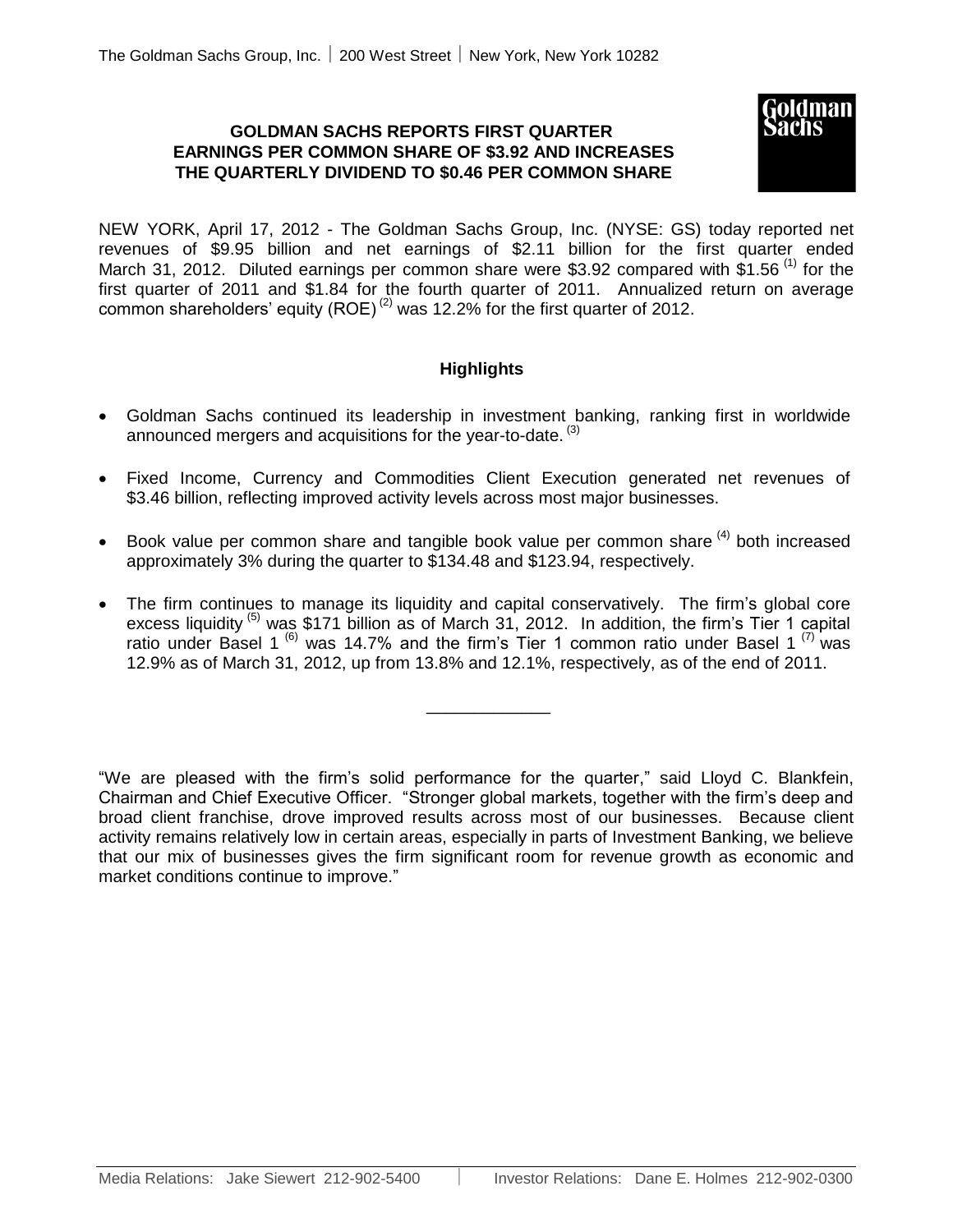The Goldman Sachs Group, Inc. | 200 West Street | New York, New York 10282

# GOLDMAN SACHS REPORTS FIRST QUARTER EARNINGS PER COMMON SHARE OF $3.92 AND INCREASES THE QUARTERLY DIVIDEND TO $0.46 PER COMMON SHARE

NEW YORK, April 17, 2012 - The Goldman Sachs Group, Inc. (NYSE: GS) today reported net revenues of $9.95 billion and net earnings of $2.11 billion for the first quarter ended March 31, 2012. Diluted earnings per common share were $3.92 compared with $1.56 [1] for the first quarter of 2011 and $1.84 for the fourth quarter of 2011. Annualized return on average common shareholders' equity (ROE) [2] was 12.2% for the first quarter of 2012.

## Highlights

- Goldman Sachs continued its leadership in investment banking, ranking first in worldwide announced mergers and acquisitions for the year-to-date. [3]
- Fixed Income, Currency and Commodities Client Execution generated net revenues of $3.46 billion, reflecting improved activity levels across most major businesses.
- Book value per common share and tangible book value per common share [4] both increased approximately 3% during the quarter to $134.48 and $123.94, respectively.
- The firm continues to manage its liquidity and capital conservatively. The firm's global core excess liquidity [5] was $171 billion as of March 31, 2012. In addition, the firm's Tier 1 capital ratio under Basel 1 [6] was 14.7% and the firm's Tier 1 common ratio under Basel 1 [7] was 12.9% as of March 31, 2012, up from 13.8% and 12.1%, respectively, as of the end of 2011.

---

"We are pleased with the firm's solid performance for the quarter," said Lloyd C. Blankfein, Chairman and Chief Executive Officer. "Stronger global markets, together with the firm's deep and broad client franchise, drove improved results across most of our businesses. Because client activity remains relatively low in certain areas, especially in parts of Investment Banking, we believe that our mix of businesses gives the firm significant room for revenue growth as economic and market conditions continue to improve."

Media Relations: Jake Siewert 212-902-5400 | Investor Relations: Dane E. Holmes 212-902-0300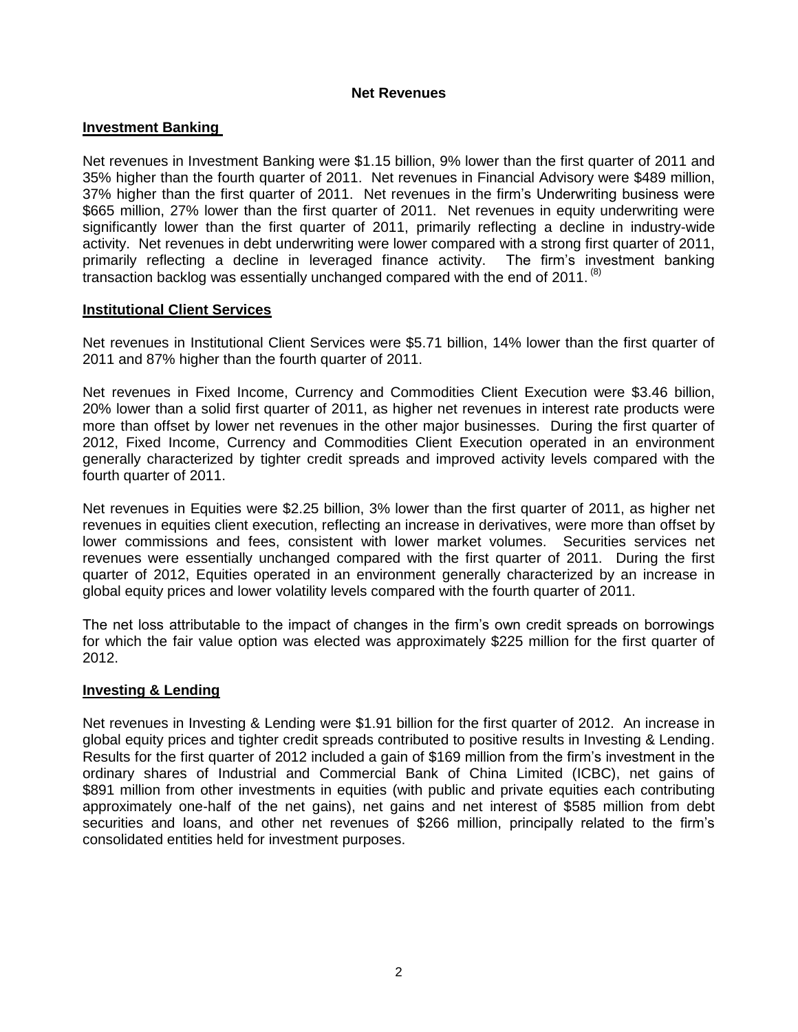## Net Revenues

### Investment Banking

Net revenues in Investment Banking were $1.15 billion, 9% lower than the first quarter of 2011 and 35% higher than the fourth quarter of 2011. Net revenues in Financial Advisory were $489 million, 37% higher than the first quarter of 2011. Net revenues in the firm's Underwriting business were $665 million, 27% lower than the first quarter of 2011. Net revenues in equity underwriting were significantly lower than the first quarter of 2011, primarily reflecting a decline in industry-wide activity. Net revenues in debt underwriting were lower compared with a strong first quarter of 2011, primarily reflecting a decline in leveraged finance activity. The firm's investment banking transaction backlog was essentially unchanged compared with the end of 2011. [(8)]

### Institutional Client Services

Net revenues in Institutional Client Services were $5.71 billion, 14% lower than the first quarter of 2011 and 87% higher than the fourth quarter of 2011.

Net revenues in Fixed Income, Currency and Commodities Client Execution were $3.46 billion, 20% lower than a solid first quarter of 2011, as higher net revenues in interest rate products were more than offset by lower net revenues in the other major businesses. During the first quarter of 2012, Fixed Income, Currency and Commodities Client Execution operated in an environment generally characterized by tighter credit spreads and improved activity levels compared with the fourth quarter of 2011.

Net revenues in Equities were $2.25 billion, 3% lower than the first quarter of 2011, as higher net revenues in equities client execution, reflecting an increase in derivatives, were more than offset by lower commissions and fees, consistent with lower market volumes. Securities services net revenues were essentially unchanged compared with the first quarter of 2011. During the first quarter of 2012, Equities operated in an environment generally characterized by an increase in global equity prices and lower volatility levels compared with the fourth quarter of 2011.

The net loss attributable to the impact of changes in the firm's own credit spreads on borrowings for which the fair value option was elected was approximately $225 million for the first quarter of 2012.

### Investing & Lending

Net revenues in Investing & Lending were $1.91 billion for the first quarter of 2012. An increase in global equity prices and tighter credit spreads contributed to positive results in Investing & Lending. Results for the first quarter of 2012 included a gain of $169 million from the firm's investment in the ordinary shares of Industrial and Commercial Bank of China Limited (ICBC), net gains of $891 million from other investments in equities (with public and private equities each contributing approximately one-half of the net gains), net gains and net interest of $585 million from debt securities and loans, and other net revenues of $266 million, principally related to the firm's consolidated entities held for investment purposes.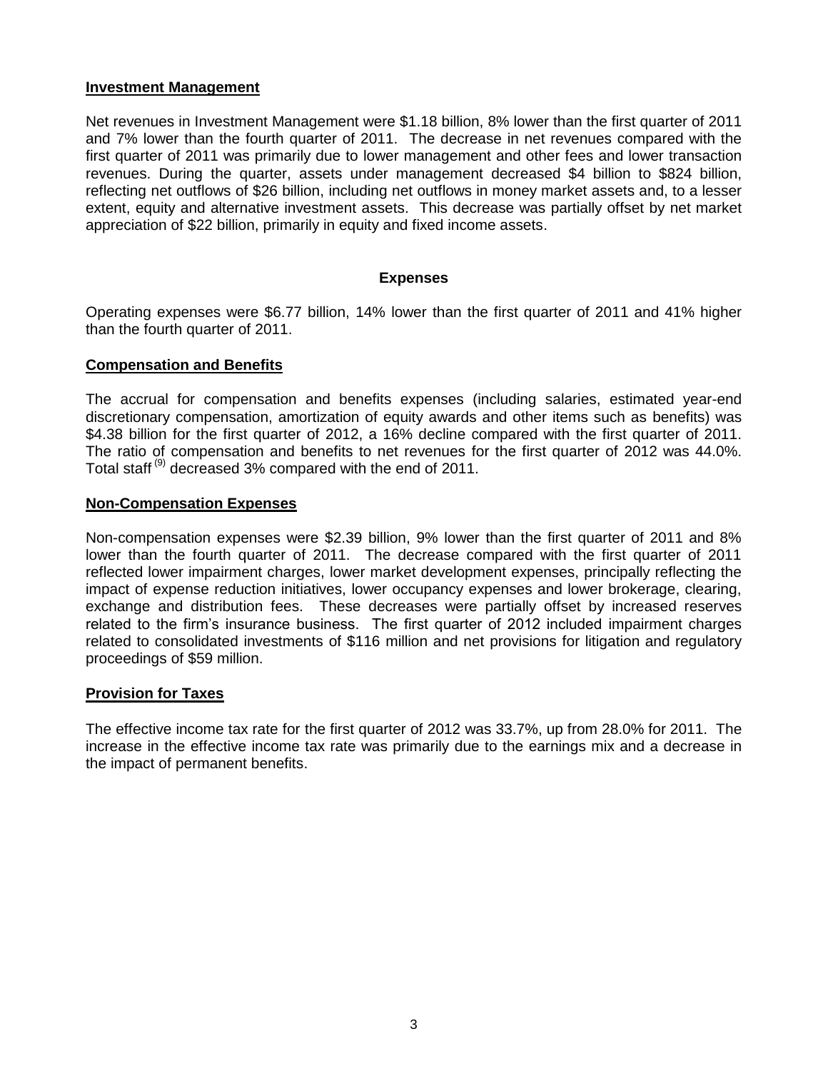**Investment Management**

Net revenues in Investment Management were $1.18 billion, 8% lower than the first quarter of 2011 and 7% lower than the fourth quarter of 2011. The decrease in net revenues compared with the first quarter of 2011 was primarily due to lower management and other fees and lower transaction revenues. During the quarter, assets under management decreased $4 billion to $824 billion, reflecting net outflows of $26 billion, including net outflows in money market assets and, to a lesser extent, equity and alternative investment assets. This decrease was partially offset by net market appreciation of $22 billion, primarily in equity and fixed income assets.

## Expenses

Operating expenses were $6.77 billion, 14% lower than the first quarter of 2011 and 41% higher than the fourth quarter of 2011.

**Compensation and Benefits**

The accrual for compensation and benefits expenses (including salaries, estimated year-end discretionary compensation, amortization of equity awards and other items such as benefits) was $4.38 billion for the first quarter of 2012, a 16% decline compared with the first quarter of 2011. The ratio of compensation and benefits to net revenues for the first quarter of 2012 was 44.0%. Total staff (9) decreased 3% compared with the end of 2011.

**Non-Compensation Expenses**

Non-compensation expenses were $2.39 billion, 9% lower than the first quarter of 2011 and 8% lower than the fourth quarter of 2011. The decrease compared with the first quarter of 2011 reflected lower impairment charges, lower market development expenses, principally reflecting the impact of expense reduction initiatives, lower occupancy expenses and lower brokerage, clearing, exchange and distribution fees. These decreases were partially offset by increased reserves related to the firm's insurance business. The first quarter of 2012 included impairment charges related to consolidated investments of $116 million and net provisions for litigation and regulatory proceedings of $59 million.

**Provision for Taxes**

The effective income tax rate for the first quarter of 2012 was 33.7%, up from 28.0% for 2011. The increase in the effective income tax rate was primarily due to the earnings mix and a decrease in the impact of permanent benefits.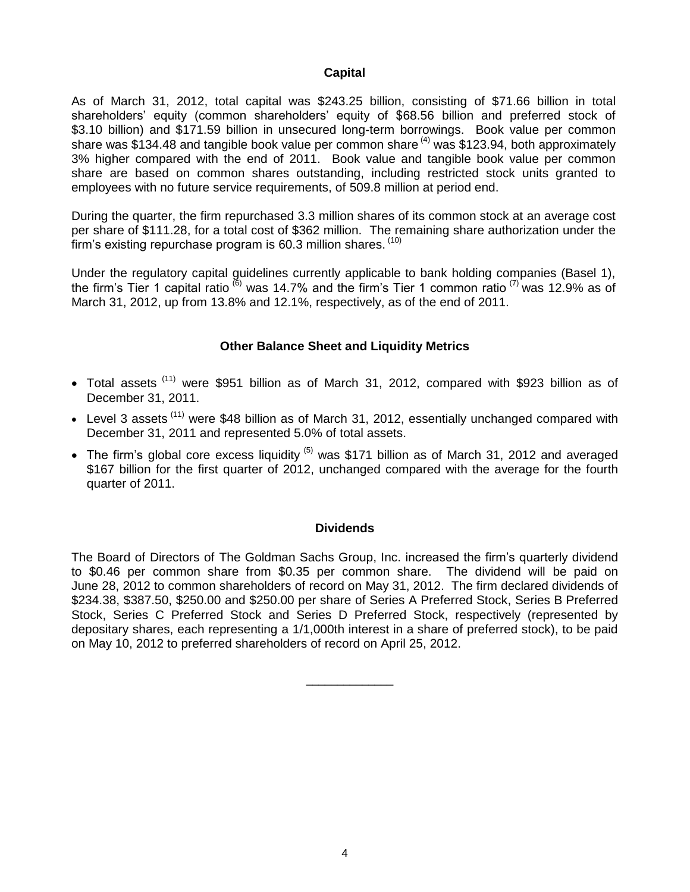## Capital

As of March 31, 2012, total capital was $243.25 billion, consisting of $71.66 billion in total shareholders' equity (common shareholders' equity of $68.56 billion and preferred stock of $3.10 billion) and $171.59 billion in unsecured long-term borrowings. Book value per common share was $134.48 and tangible book value per common share [4] was $123.94, both approximately 3% higher compared with the end of 2011. Book value and tangible book value per common share are based on common shares outstanding, including restricted stock units granted to employees with no future service requirements, of 509.8 million at period end.

During the quarter, the firm repurchased 3.3 million shares of its common stock at an average cost per share of $111.28, for a total cost of $362 million. The remaining share authorization under the firm's existing repurchase program is 60.3 million shares. [10]

Under the regulatory capital guidelines currently applicable to bank holding companies (Basel 1), the firm's Tier 1 capital ratio [6] was 14.7% and the firm's Tier 1 common ratio [7] was 12.9% as of March 31, 2012, up from 13.8% and 12.1%, respectively, as of the end of 2011.

## Other Balance Sheet and Liquidity Metrics

- Total assets [11] were $951 billion as of March 31, 2012, compared with $923 billion as of December 31, 2011.
- Level 3 assets [11] were $48 billion as of March 31, 2012, essentially unchanged compared with December 31, 2011 and represented 5.0% of total assets.
- The firm's global core excess liquidity [5] was $171 billion as of March 31, 2012 and averaged $167 billion for the first quarter of 2012, unchanged compared with the average for the fourth quarter of 2011.

## Dividends

The Board of Directors of The Goldman Sachs Group, Inc. increased the firm's quarterly dividend to $0.46 per common share from $0.35 per common share. The dividend will be paid on June 28, 2012 to common shareholders of record on May 31, 2012. The firm declared dividends of $234.38, $387.50, $250.00 and $250.00 per share of Series A Preferred Stock, Series B Preferred Stock, Series C Preferred Stock and Series D Preferred Stock, respectively (represented by depositary shares, each representing a 1/1,000th interest in a share of preferred stock), to be paid on May 10, 2012 to preferred shareholders of record on April 25, 2012.

\_\_\_\_\_\_\_\_\_\_\_\_\_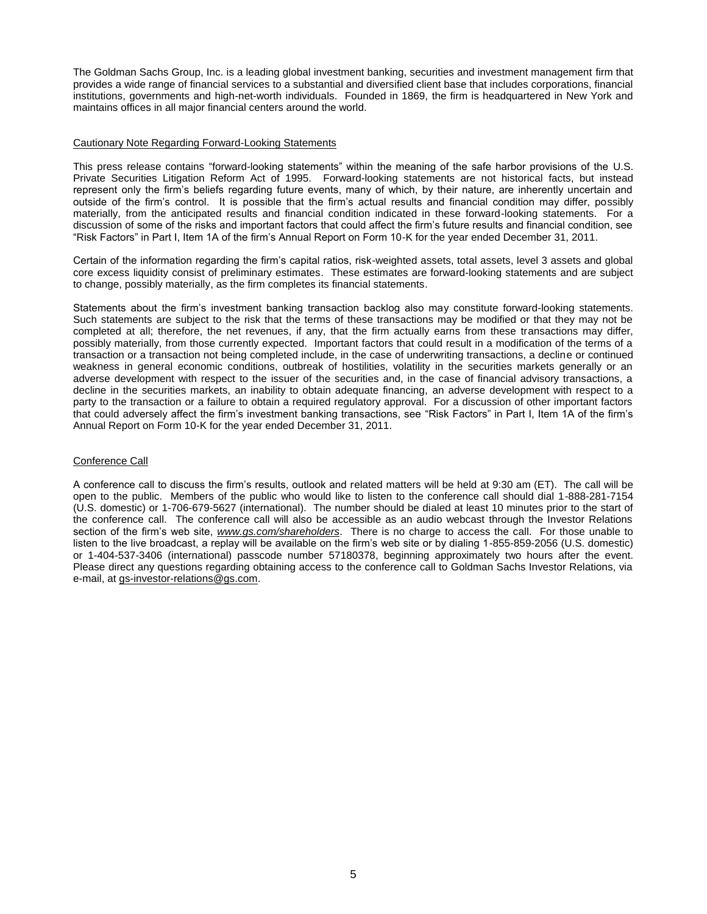The Goldman Sachs Group, Inc. is a leading global investment banking, securities and investment management firm that provides a wide range of financial services to a substantial and diversified client base that includes corporations, financial institutions, governments and high-net-worth individuals. Founded in 1869, the firm is headquartered in New York and maintains offices in all major financial centers around the world.

## Cautionary Note Regarding Forward-Looking Statements

This press release contains "forward-looking statements" within the meaning of the safe harbor provisions of the U.S. Private Securities Litigation Reform Act of 1995. Forward-looking statements are not historical facts, but instead represent only the firm's beliefs regarding future events, many of which, by their nature, are inherently uncertain and outside of the firm's control. It is possible that the firm's actual results and financial condition may differ, possibly materially, from the anticipated results and financial condition indicated in these forward-looking statements. For a discussion of some of the risks and important factors that could affect the firm's future results and financial condition, see "Risk Factors" in Part I, Item 1A of the firm's Annual Report on Form 10-K for the year ended December 31, 2011.

Certain of the information regarding the firm's capital ratios, risk-weighted assets, total assets, level 3 assets and global core excess liquidity consist of preliminary estimates. These estimates are forward-looking statements and are subject to change, possibly materially, as the firm completes its financial statements.

Statements about the firm's investment banking transaction backlog also may constitute forward-looking statements. Such statements are subject to the risk that the terms of these transactions may be modified or that they may not be completed at all; therefore, the net revenues, if any, that the firm actually earns from these transactions may differ, possibly materially, from those currently expected. Important factors that could result in a modification of the terms of a transaction or a transaction not being completed include, in the case of underwriting transactions, a decline or continued weakness in general economic conditions, outbreak of hostilities, volatility in the securities markets generally or an adverse development with respect to the issuer of the securities and, in the case of financial advisory transactions, a decline in the securities markets, an inability to obtain adequate financing, an adverse development with respect to a party to the transaction or a failure to obtain a required regulatory approval. For a discussion of other important factors that could adversely affect the firm's investment banking transactions, see "Risk Factors" in Part I, Item 1A of the firm's Annual Report on Form 10-K for the year ended December 31, 2011.

## Conference Call

A conference call to discuss the firm's results, outlook and related matters will be held at 9:30 am (ET). The call will be open to the public. Members of the public who would like to listen to the conference call should dial 1-888-281-7154 (U.S. domestic) or 1-706-679-5627 (international). The number should be dialed at least 10 minutes prior to the start of the conference call. The conference call will also be accessible as an audio webcast through the Investor Relations section of the firm's web site, *www.gs.com/shareholders*. There is no charge to access the call. For those unable to listen to the live broadcast, a replay will be available on the firm's web site or by dialing 1-855-859-2056 (U.S. domestic) or 1-404-537-3406 (international) passcode number 57180378, beginning approximately two hours after the event. Please direct any questions regarding obtaining access to the conference call to Goldman Sachs Investor Relations, via e-mail, at gs-investor-relations@gs.com.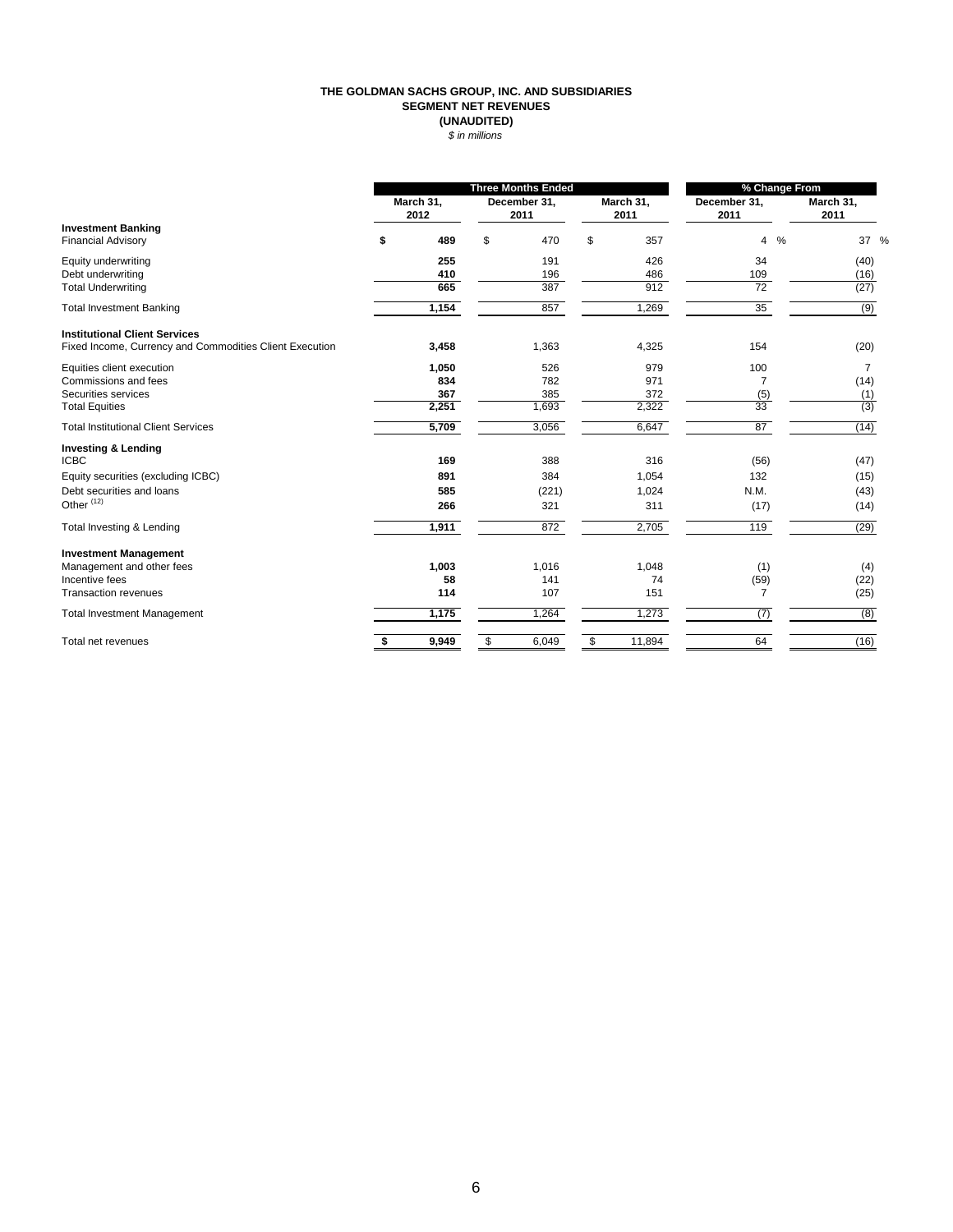# THE GOLDMAN SACHS GROUP, INC. AND SUBSIDIARIES
## SEGMENT NET REVENUES
## (UNAUDITED)
*$ in millions*

| | Three Months Ended | | | % Change From | |
|---|---|---|---|---|---|
| | March 31, 2012 | December 31, 2011 | March 31, 2011 | December 31, 2011 | March 31, 2011 |
| **Investment Banking** | | | | | |
| Financial Advisory | $ 489 | $ 470 | $ 357 | 4 % | 37 % |
| Equity underwriting | 255 | 191 | 426 | 34 | (40) |
| Debt underwriting | 410 | 196 | 486 | 109 | (16) |
| Total Underwriting | 665 | 387 | 912 | 72 | (27) |
| Total Investment Banking | 1,154 | 857 | 1,269 | 35 | (9) |
| **Institutional Client Services** | | | | | |
| Fixed Income, Currency and Commodities Client Execution | 3,458 | 1,363 | 4,325 | 154 | (20) |
| Equities client execution | 1,050 | 526 | 979 | 100 | 7 |
| Commissions and fees | 834 | 782 | 971 | 7 | (14) |
| Securities services | 367 | 385 | 372 | (5) | (1) |
| Total Equities | 2,251 | 1,693 | 2,322 | 33 | (3) |
| Total Institutional Client Services | 5,709 | 3,056 | 6,647 | 87 | (14) |
| **Investing & Lending** | | | | | |
| ICBC | 169 | 388 | 316 | (56) | (47) |
| Equity securities (excluding ICBC) | 891 | 384 | 1,054 | 132 | (15) |
| Debt securities and loans | 585 | (221) | 1,024 | N.M. | (43) |
| Other [12] | 266 | 321 | 311 | (17) | (14) |
| Total Investing & Lending | 1,911 | 872 | 2,705 | 119 | (29) |
| **Investment Management** | | | | | |
| Management and other fees | 1,003 | 1,016 | 1,048 | (1) | (4) |
| Incentive fees | 58 | 141 | 74 | (59) | (22) |
| Transaction revenues | 114 | 107 | 151 | 7 | (25) |
| Total Investment Management | 1,175 | 1,264 | 1,273 | (7) | (8) |
| Total net revenues | $ 9,949 | $ 6,049 | $ 11,894 | 64 | (16) |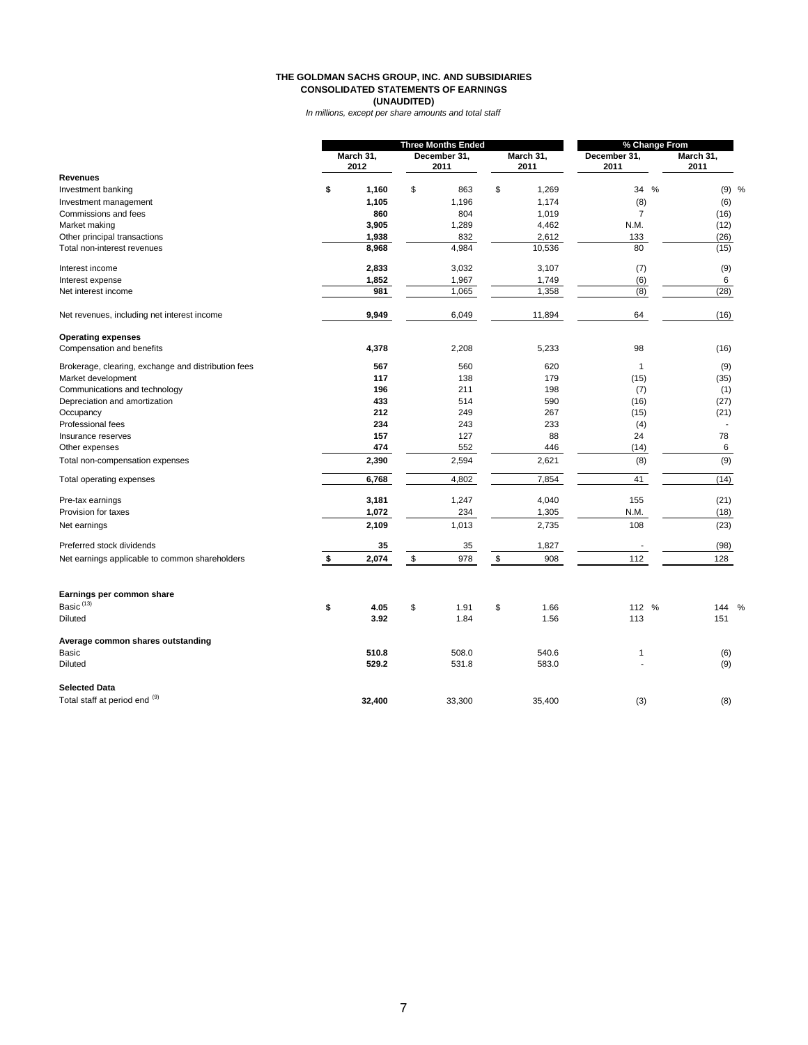# THE GOLDMAN SACHS GROUP, INC. AND SUBSIDIARIES
## CONSOLIDATED STATEMENTS OF EARNINGS
### (UNAUDITED)

*In millions, except per share amounts and total staff*

| | Three Months Ended | | | % Change From | |
|---|---|---|---|---|---|
| | **March 31, 2012** | **December 31, 2011** | **March 31, 2011** | **December 31, 2011** | **March 31, 2011** |
| **Revenues** | | | | | |
| Investment banking | **$ 1,160** | $ 863 | $ 1,269 | 34 % | (9) % |
| Investment management | **1,105** | 1,196 | 1,174 | (8) | (6) |
| Commissions and fees | **860** | 804 | 1,019 | 7 | (16) |
| Market making | **3,905** | 1,289 | 4,462 | N.M. | (12) |
| Other principal transactions | **1,938** | 832 | 2,612 | 133 | (26) |
| Total non-interest revenues | **8,968** | 4,984 | 10,536 | 80 | (15) |
| | | | | | |
| Interest income | **2,833** | 3,032 | 3,107 | (7) | (9) |
| Interest expense | **1,852** | 1,967 | 1,749 | (6) | 6 |
| Net interest income | **981** | 1,065 | 1,358 | (8) | (28) |
| | | | | | |
| Net revenues, including net interest income | **9,949** | 6,049 | 11,894 | 64 | (16) |
| | | | | | |
| **Operating expenses** | | | | | |
| Compensation and benefits | **4,378** | 2,208 | 5,233 | 98 | (16) |
| | | | | | |
| Brokerage, clearing, exchange and distribution fees | **567** | 560 | 620 | 1 | (9) |
| Market development | **117** | 138 | 179 | (15) | (35) |
| Communications and technology | **196** | 211 | 198 | (7) | (1) |
| Depreciation and amortization | **433** | 514 | 590 | (16) | (27) |
| Occupancy | **212** | 249 | 267 | (15) | (21) |
| Professional fees | **234** | 243 | 233 | (4) | - |
| Insurance reserves | **157** | 127 | 88 | 24 | 78 |
| Other expenses | **474** | 552 | 446 | (14) | 6 |
| Total non-compensation expenses | **2,390** | 2,594 | 2,621 | (8) | (9) |
| | | | | | |
| Total operating expenses | **6,768** | 4,802 | 7,854 | 41 | (14) |
| | | | | | |
| Pre-tax earnings | **3,181** | 1,247 | 4,040 | 155 | (21) |
| Provision for taxes | **1,072** | 234 | 1,305 | N.M. | (18) |
| Net earnings | **2,109** | 1,013 | 2,735 | 108 | (23) |
| | | | | | |
| Preferred stock dividends | **35** | 35 | 1,827 | - | (98) |
| Net earnings applicable to common shareholders | **$ 2,074** | $ 978 | $ 908 | 112 | 128 |
| | | | | | |
| **Earnings per common share** | | | | | |
| Basic [13] | **$ 4.05** | $ 1.91 | $ 1.66 | 112 % | 144 % |
| Diluted | **3.92** | 1.84 | 1.56 | 113 | 151 |
| | | | | | |
| **Average common shares outstanding** | | | | | |
| Basic | **510.8** | 508.0 | 540.6 | 1 | (6) |
| Diluted | **529.2** | 531.8 | 583.0 | - | (9) |
| | | | | | |
| **Selected Data** | | | | | |
| Total staff at period end [9] | **32,400** | 33,300 | 35,400 | (3) | (8) |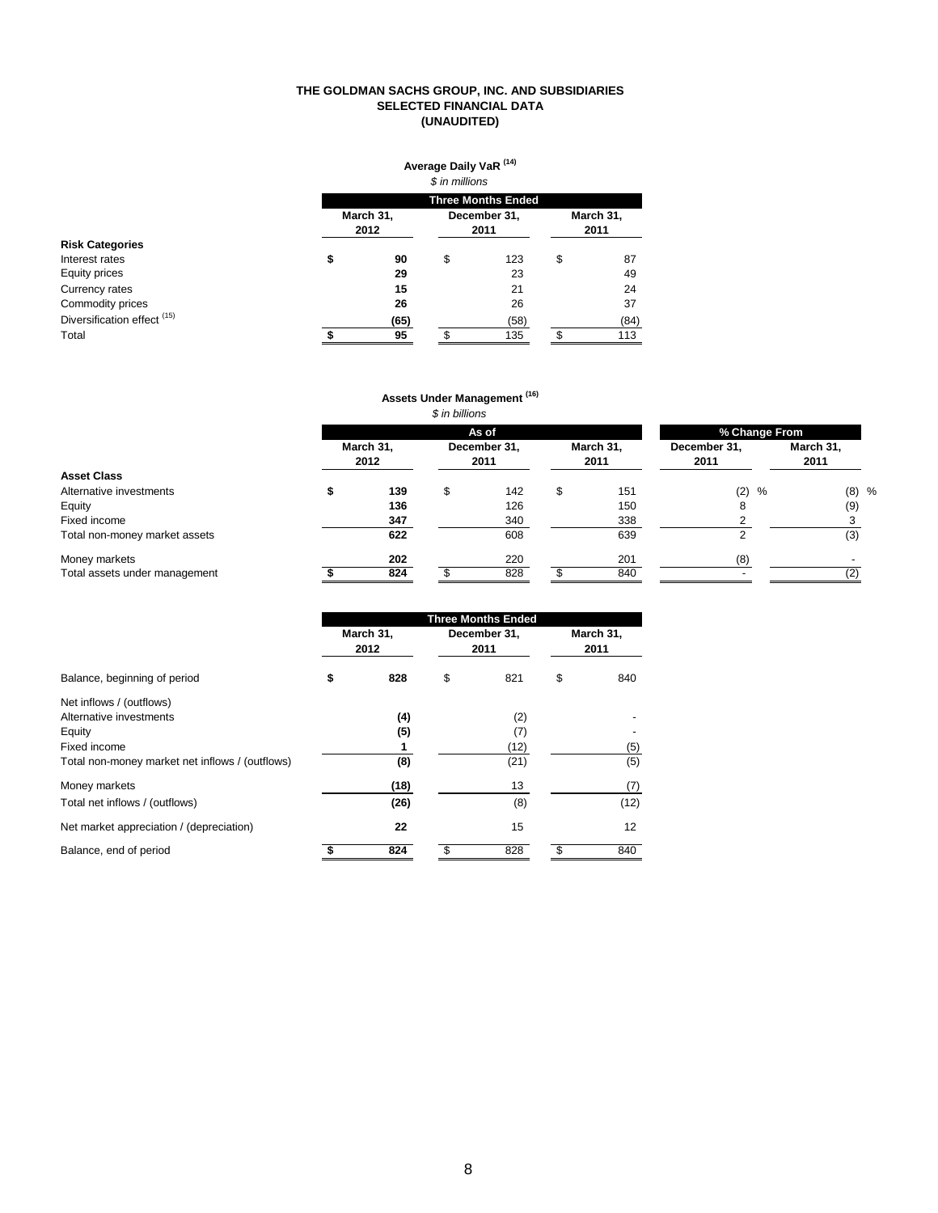**THE GOLDMAN SACHS GROUP, INC. AND SUBSIDIARIES**
**SELECTED FINANCIAL DATA**
**(UNAUDITED)**

**Average Daily VaR [14]**

*$ in millions*

| | Three Months Ended | | |
|---|---|---|---|
| | March 31, 2012 | December 31, 2011 | March 31, 2011 |
| **Risk Categories** | | | |
| Interest rates | **$ 90** | $ 123 | $ 87 |
| Equity prices | **29** | 23 | 49 |
| Currency rates | **15** | 21 | 24 |
| Commodity prices | **26** | 26 | 37 |
| Diversification effect [15] | **(65)** | (58) | (84) |
| Total | **$ 95** | $ 135 | $ 113 |

**Assets Under Management [16]**

*$ in billions*

| | As of | | | % Change From | |
|---|---|---|---|---|---|
| | March 31, 2012 | December 31, 2011 | March 31, 2011 | December 31, 2011 | March 31, 2011 |
| **Asset Class** | | | | | |
| Alternative investments | **$ 139** | $ 142 | $ 151 | (2) % | (8) % |
| Equity | **136** | 126 | 150 | 8 | (9) |
| Fixed income | **347** | 340 | 338 | 2 | 3 |
| Total non-money market assets | **622** | 608 | 639 | 2 | (3) |
| Money markets | **202** | 220 | 201 | (8) | - |
| Total assets under management | **$ 824** | $ 828 | $ 840 | - | (2) |

| | Three Months Ended | | |
|---|---|---|---|
| | March 31, 2012 | December 31, 2011 | March 31, 2011 |
| Balance, beginning of period | **$ 828** | $ 821 | $ 840 |
| Net inflows / (outflows) | | | |
| Alternative investments | **(4)** | (2) | - |
| Equity | **(5)** | (7) | - |
| Fixed income | **1** | (12) | (5) |
| Total non-money market net inflows / (outflows) | **(8)** | (21) | (5) |
| Money markets | **(18)** | 13 | (7) |
| Total net inflows / (outflows) | **(26)** | (8) | (12) |
| Net market appreciation / (depreciation) | **22** | 15 | 12 |
| Balance, end of period | **$ 824** | $ 828 | $ 840 |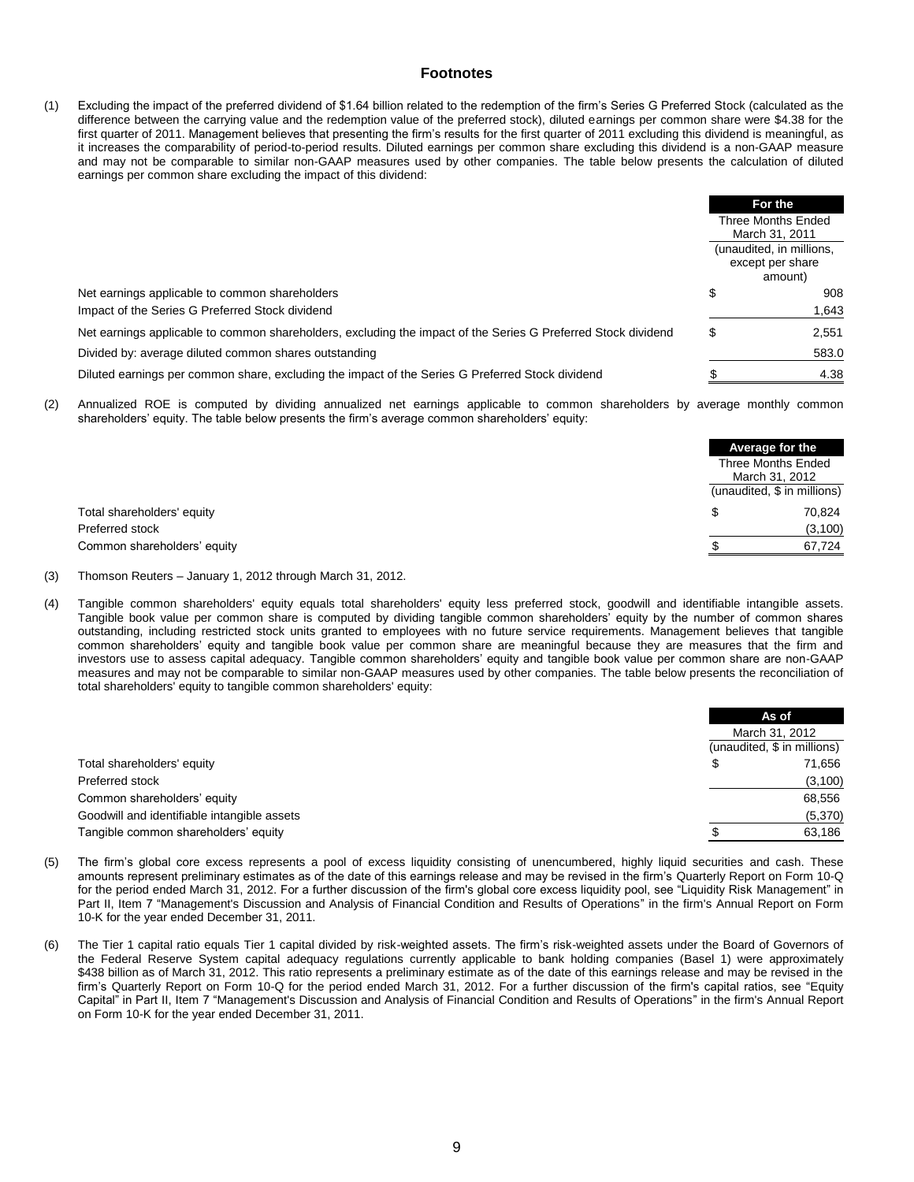# Footnotes

(1) Excluding the impact of the preferred dividend of $1.64 billion related to the redemption of the firm's Series G Preferred Stock (calculated as the difference between the carrying value and the redemption value of the preferred stock), diluted earnings per common share were $4.38 for the first quarter of 2011. Management believes that presenting the firm's results for the first quarter of 2011 excluding this dividend is meaningful, as it increases the comparability of period-to-period results. Diluted earnings per common share excluding this dividend is a non-GAAP measure and may not be comparable to similar non-GAAP measures used by other companies. The table below presents the calculation of diluted earnings per common share excluding the impact of this dividend:

| | For the Three Months Ended March 31, 2011 (unaudited, in millions, except per share amount) |
|---|---|
| Net earnings applicable to common shareholders | $ 908 |
| Impact of the Series G Preferred Stock dividend | 1,643 |
| Net earnings applicable to common shareholders, excluding the impact of the Series G Preferred Stock dividend | $ 2,551 |
| Divided by: average diluted common shares outstanding | 583.0 |
| Diluted earnings per common share, excluding the impact of the Series G Preferred Stock dividend | $ 4.38 |

(2) Annualized ROE is computed by dividing annualized net earnings applicable to common shareholders by average monthly common shareholders' equity. The table below presents the firm's average common shareholders' equity:

| | Average for the Three Months Ended March 31, 2012 (unaudited, $ in millions) |
|---|---|
| Total shareholders' equity | $ 70,824 |
| Preferred stock | (3,100) |
| Common shareholders' equity | $ 67,724 |

(3) Thomson Reuters – January 1, 2012 through March 31, 2012.

(4) Tangible common shareholders' equity equals total shareholders' equity less preferred stock, goodwill and identifiable intangible assets. Tangible book value per common share is computed by dividing tangible common shareholders' equity by the number of common shares outstanding, including restricted stock units granted to employees with no future service requirements. Management believes that tangible common shareholders' equity and tangible book value per common share are meaningful because they are measures that the firm and investors use to assess capital adequacy. Tangible common shareholders' equity and tangible book value per common share are non-GAAP measures and may not be comparable to similar non-GAAP measures used by other companies. The table below presents the reconciliation of total shareholders' equity to tangible common shareholders' equity:

| | As of March 31, 2012 (unaudited, $ in millions) |
|---|---|
| Total shareholders' equity | $ 71,656 |
| Preferred stock | (3,100) |
| Common shareholders' equity | 68,556 |
| Goodwill and identifiable intangible assets | (5,370) |
| Tangible common shareholders' equity | $ 63,186 |

(5) The firm's global core excess represents a pool of excess liquidity consisting of unencumbered, highly liquid securities and cash. These amounts represent preliminary estimates as of the date of this earnings release and may be revised in the firm's Quarterly Report on Form 10-Q for the period ended March 31, 2012. For a further discussion of the firm's global core excess liquidity pool, see "Liquidity Risk Management" in Part II, Item 7 "Management's Discussion and Analysis of Financial Condition and Results of Operations" in the firm's Annual Report on Form 10-K for the year ended December 31, 2011.

(6) The Tier 1 capital ratio equals Tier 1 capital divided by risk-weighted assets. The firm's risk-weighted assets under the Board of Governors of the Federal Reserve System capital adequacy regulations currently applicable to bank holding companies (Basel 1) were approximately $438 billion as of March 31, 2012. This ratio represents a preliminary estimate as of the date of this earnings release and may be revised in the firm's Quarterly Report on Form 10-Q for the period ended March 31, 2012. For a further discussion of the firm's capital ratios, see "Equity Capital" in Part II, Item 7 "Management's Discussion and Analysis of Financial Condition and Results of Operations" in the firm's Annual Report on Form 10-K for the year ended December 31, 2011.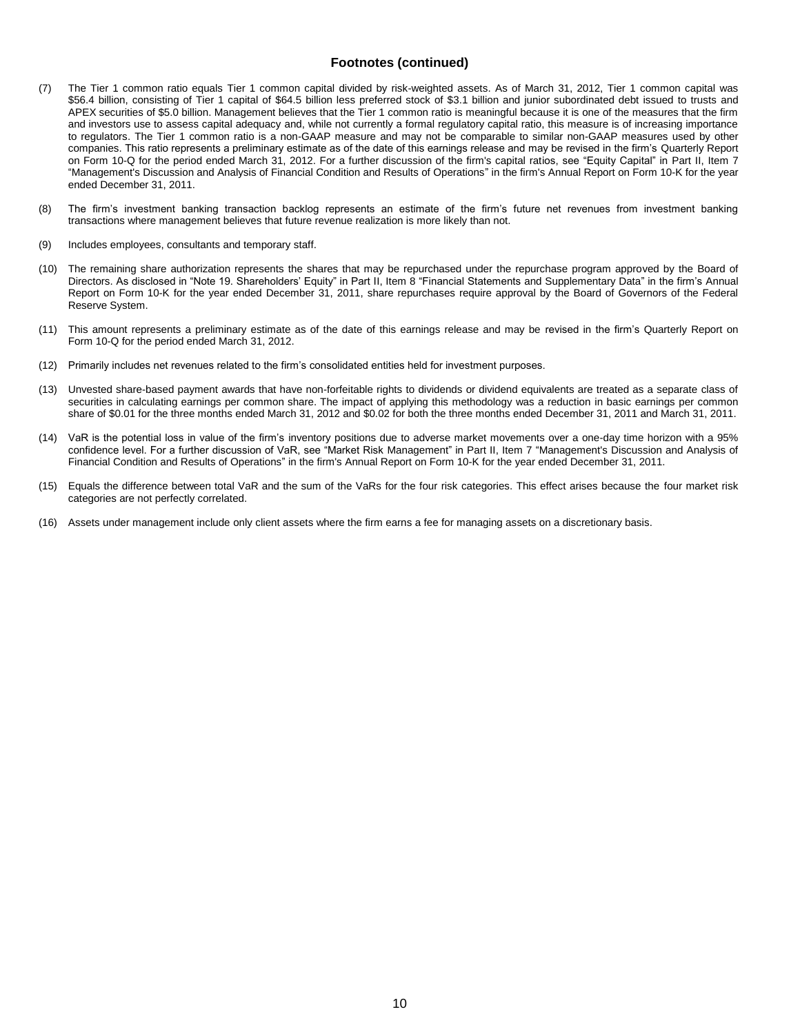## Footnotes (continued)

(7) The Tier 1 common ratio equals Tier 1 common capital divided by risk-weighted assets. As of March 31, 2012, Tier 1 common capital was $56.4 billion, consisting of Tier 1 capital of $64.5 billion less preferred stock of $3.1 billion and junior subordinated debt issued to trusts and APEX securities of $5.0 billion. Management believes that the Tier 1 common ratio is meaningful because it is one of the measures that the firm and investors use to assess capital adequacy and, while not currently a formal regulatory capital ratio, this measure is of increasing importance to regulators. The Tier 1 common ratio is a non-GAAP measure and may not be comparable to similar non-GAAP measures used by other companies. This ratio represents a preliminary estimate as of the date of this earnings release and may be revised in the firm's Quarterly Report on Form 10-Q for the period ended March 31, 2012. For a further discussion of the firm's capital ratios, see "Equity Capital" in Part II, Item 7 "Management's Discussion and Analysis of Financial Condition and Results of Operations" in the firm's Annual Report on Form 10-K for the year ended December 31, 2011.

(8) The firm's investment banking transaction backlog represents an estimate of the firm's future net revenues from investment banking transactions where management believes that future revenue realization is more likely than not.

(9) Includes employees, consultants and temporary staff.

(10) The remaining share authorization represents the shares that may be repurchased under the repurchase program approved by the Board of Directors. As disclosed in "Note 19. Shareholders' Equity" in Part II, Item 8 "Financial Statements and Supplementary Data" in the firm's Annual Report on Form 10-K for the year ended December 31, 2011, share repurchases require approval by the Board of Governors of the Federal Reserve System.

(11) This amount represents a preliminary estimate as of the date of this earnings release and may be revised in the firm's Quarterly Report on Form 10-Q for the period ended March 31, 2012.

(12) Primarily includes net revenues related to the firm's consolidated entities held for investment purposes.

(13) Unvested share-based payment awards that have non-forfeitable rights to dividends or dividend equivalents are treated as a separate class of securities in calculating earnings per common share. The impact of applying this methodology was a reduction in basic earnings per common share of $0.01 for the three months ended March 31, 2012 and $0.02 for both the three months ended December 31, 2011 and March 31, 2011.

(14) VaR is the potential loss in value of the firm's inventory positions due to adverse market movements over a one-day time horizon with a 95% confidence level. For a further discussion of VaR, see "Market Risk Management" in Part II, Item 7 "Management's Discussion and Analysis of Financial Condition and Results of Operations" in the firm's Annual Report on Form 10-K for the year ended December 31, 2011.

(15) Equals the difference between total VaR and the sum of the VaRs for the four risk categories. This effect arises because the four market risk categories are not perfectly correlated.

(16) Assets under management include only client assets where the firm earns a fee for managing assets on a discretionary basis.